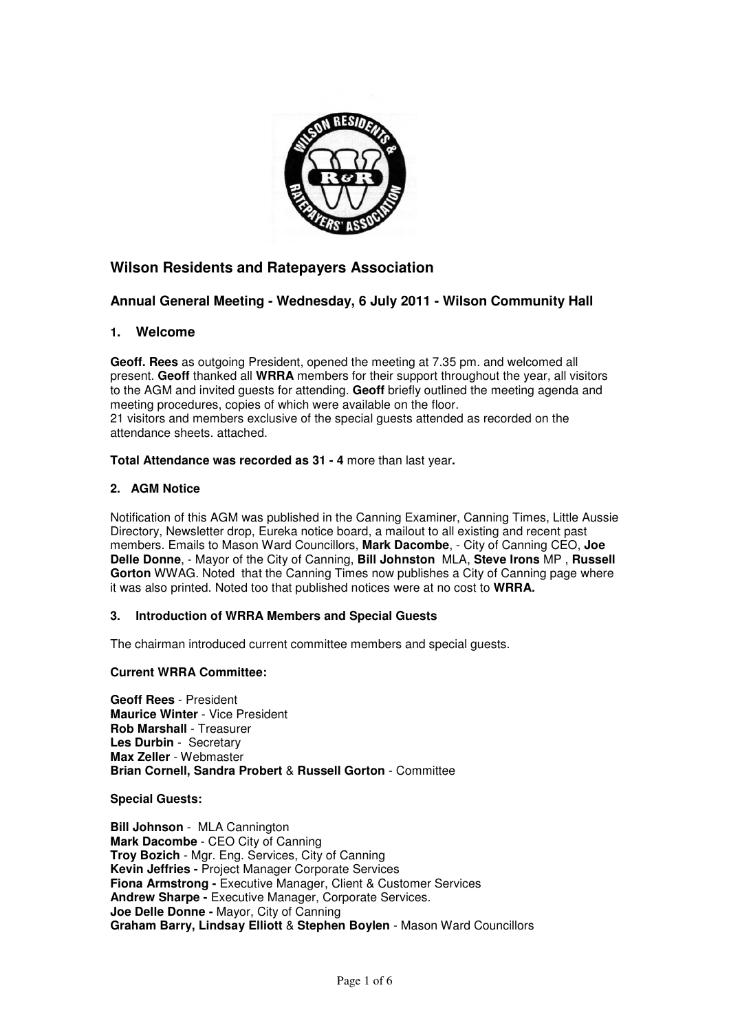# Wilson Residents and Ratepayers Association

## Annual General Meeting - Wednesday, 6 July 2011 - Wilson Community Hall

### 1. Welcome

**Geoff. Rees** as outgoing President, opened the meeting at 7.35 pm. and welcomed all present. **Geoff** thanked all **WRRA** members for their support throughout the year, all visitors to the AGM and invited guests for attending. **Geoff** briefly outlined the meeting agenda and meeting procedures, copies of which were available on the floor.
21 visitors and members exclusive of the special guests attended as recorded on the attendance sheets. attached.

**Total Attendance was recorded as 31 - 4** more than last year**.**

### 2. AGM Notice

Notification of this AGM was published in the Canning Examiner, Canning Times, Little Aussie Directory, Newsletter drop, Eureka notice board, a mailout to all existing and recent past members. Emails to Mason Ward Councillors, **Mark Dacombe**, - City of Canning CEO, **Joe Delle Donne**, - Mayor of the City of Canning, **Bill Johnston** MLA, **Steve Irons** MP , **Russell Gorton** WWAG. Noted that the Canning Times now publishes a City of Canning page where it was also printed. Noted too that published notices were at no cost to **WRRA.**

### 3. Introduction of WRRA Members and Special Guests

The chairman introduced current committee members and special guests.

**Current WRRA Committee:**

**Geoff Rees** - President
**Maurice Winter** - Vice President
**Rob Marshall** - Treasurer
**Les Durbin** - Secretary
**Max Zeller** - Webmaster
**Brian Cornell, Sandra Probert** & **Russell Gorton** - Committee

**Special Guests:**

**Bill Johnson** - MLA Cannington
**Mark Dacombe** - CEO City of Canning
**Troy Bozich** - Mgr. Eng. Services, City of Canning
**Kevin Jeffries -** Project Manager Corporate Services
**Fiona Armstrong -** Executive Manager, Client & Customer Services
**Andrew Sharpe -** Executive Manager, Corporate Services.
**Joe Delle Donne -** Mayor, City of Canning
**Graham Barry, Lindsay Elliott** & **Stephen Boylen** - Mason Ward Councillors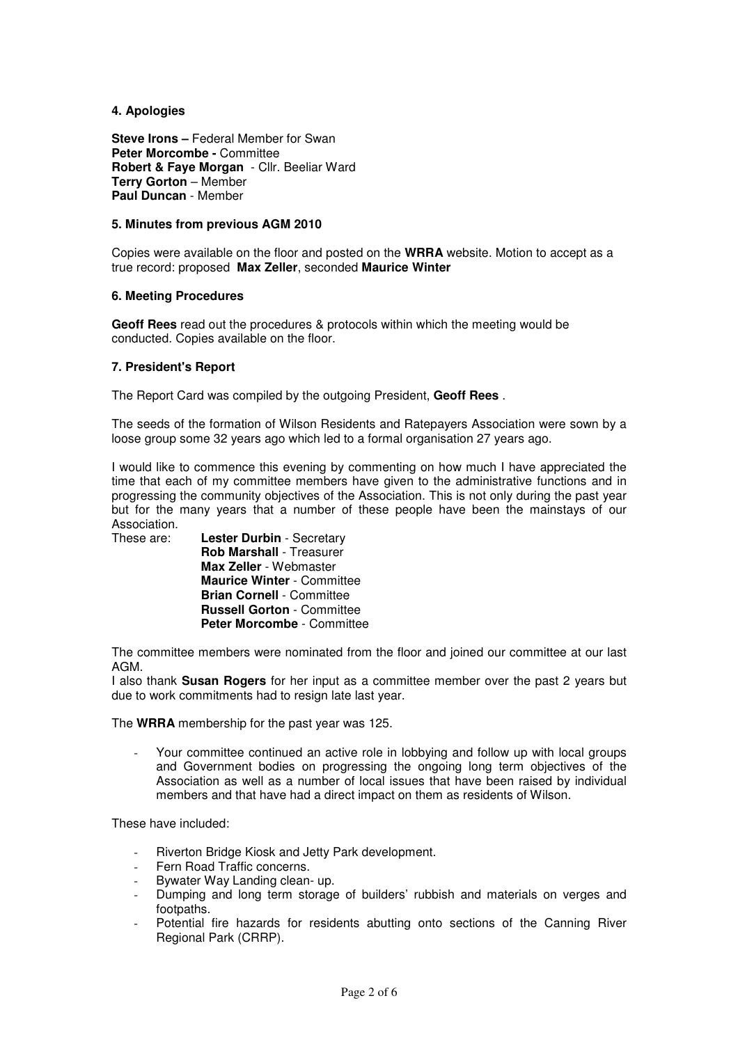### 4. Apologies

**Steve Irons –** Federal Member for Swan
**Peter Morcombe -** Committee
**Robert & Faye Morgan** - Cllr. Beeliar Ward
**Terry Gorton** – Member
**Paul Duncan** - Member

### 5. Minutes from previous AGM 2010

Copies were available on the floor and posted on the **WRRA** website. Motion to accept as a true record: proposed **Max Zeller**, seconded **Maurice Winter**

### 6. Meeting Procedures

**Geoff Rees** read out the procedures & protocols within which the meeting would be conducted. Copies available on the floor.

### 7. President's Report

The Report Card was compiled by the outgoing President, **Geoff Rees** .

The seeds of the formation of Wilson Residents and Ratepayers Association were sown by a loose group some 32 years ago which led to a formal organisation 27 years ago.

I would like to commence this evening by commenting on how much I have appreciated the time that each of my committee members have given to the administrative functions and in progressing the community objectives of the Association. This is not only during the past year but for the many years that a number of these people have been the mainstays of our Association.

These are:
**Lester Durbin** - Secretary
**Rob Marshall** - Treasurer
**Max Zeller** - Webmaster
**Maurice Winter** - Committee
**Brian Cornell** - Committee
**Russell Gorton** - Committee
**Peter Morcombe** - Committee

The committee members were nominated from the floor and joined our committee at our last AGM.
I also thank **Susan Rogers** for her input as a committee member over the past 2 years but due to work commitments had to resign late last year.

The **WRRA** membership for the past year was 125.

- Your committee continued an active role in lobbying and follow up with local groups and Government bodies on progressing the ongoing long term objectives of the Association as well as a number of local issues that have been raised by individual members and that have had a direct impact on them as residents of Wilson.

These have included:

- Riverton Bridge Kiosk and Jetty Park development.
- Fern Road Traffic concerns.
- Bywater Way Landing clean- up.
- Dumping and long term storage of builders' rubbish and materials on verges and footpaths.
- Potential fire hazards for residents abutting onto sections of the Canning River Regional Park (CRRP).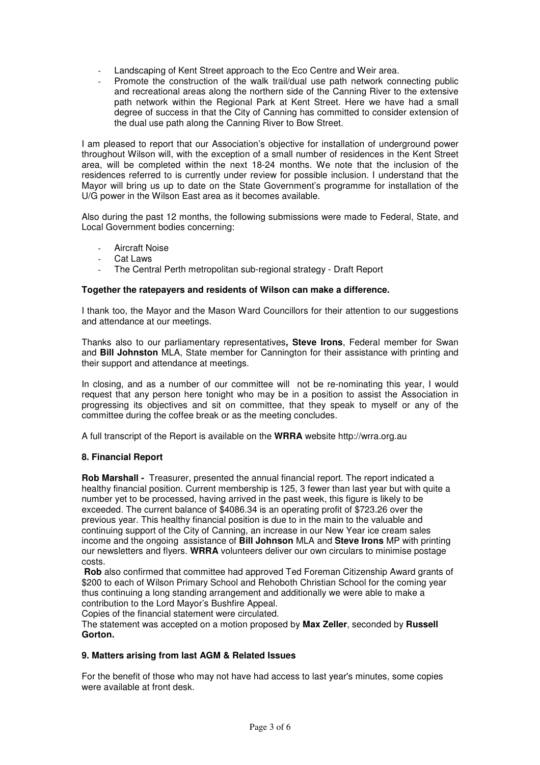- Landscaping of Kent Street approach to the Eco Centre and Weir area.
- Promote the construction of the walk trail/dual use path network connecting public and recreational areas along the northern side of the Canning River to the extensive path network within the Regional Park at Kent Street. Here we have had a small degree of success in that the City of Canning has committed to consider extension of the dual use path along the Canning River to Bow Street.

I am pleased to report that our Association's objective for installation of underground power throughout Wilson will, with the exception of a small number of residences in the Kent Street area, will be completed within the next 18-24 months. We note that the inclusion of the residences referred to is currently under review for possible inclusion. I understand that the Mayor will bring us up to date on the State Government's programme for installation of the U/G power in the Wilson East area as it becomes available.

Also during the past 12 months, the following submissions were made to Federal, State, and Local Government bodies concerning:

- Aircraft Noise
- Cat Laws
- The Central Perth metropolitan sub-regional strategy - Draft Report

**Together the ratepayers and residents of Wilson can make a difference.**

I thank too, the Mayor and the Mason Ward Councillors for their attention to our suggestions and attendance at our meetings.

Thanks also to our parliamentary representatives**, Steve Irons**, Federal member for Swan and **Bill Johnston** MLA, State member for Cannington for their assistance with printing and their support and attendance at meetings.

In closing, and as a number of our committee will not be re-nominating this year, I would request that any person here tonight who may be in a position to assist the Association in progressing its objectives and sit on committee, that they speak to myself or any of the committee during the coffee break or as the meeting concludes.

A full transcript of the Report is available on the **WRRA** website http://wrra.org.au

### 8. Financial Report

**Rob Marshall -** Treasurer, presented the annual financial report. The report indicated a healthy financial position. Current membership is 125, 3 fewer than last year but with quite a number yet to be processed, having arrived in the past week, this figure is likely to be exceeded. The current balance of $4086.34 is an operating profit of $723.26 over the previous year. This healthy financial position is due to in the main to the valuable and continuing support of the City of Canning, an increase in our New Year ice cream sales income and the ongoing assistance of **Bill Johnson** MLA and **Steve Irons** MP with printing our newsletters and flyers. **WRRA** volunteers deliver our own circulars to minimise postage costs.

**Rob** also confirmed that committee had approved Ted Foreman Citizenship Award grants of $200 to each of Wilson Primary School and Rehoboth Christian School for the coming year thus continuing a long standing arrangement and additionally we were able to make a contribution to the Lord Mayor's Bushfire Appeal.

Copies of the financial statement were circulated.

The statement was accepted on a motion proposed by **Max Zeller**, seconded by **Russell Gorton.**

### 9. Matters arising from last AGM & Related Issues

For the benefit of those who may not have had access to last year's minutes, some copies were available at front desk.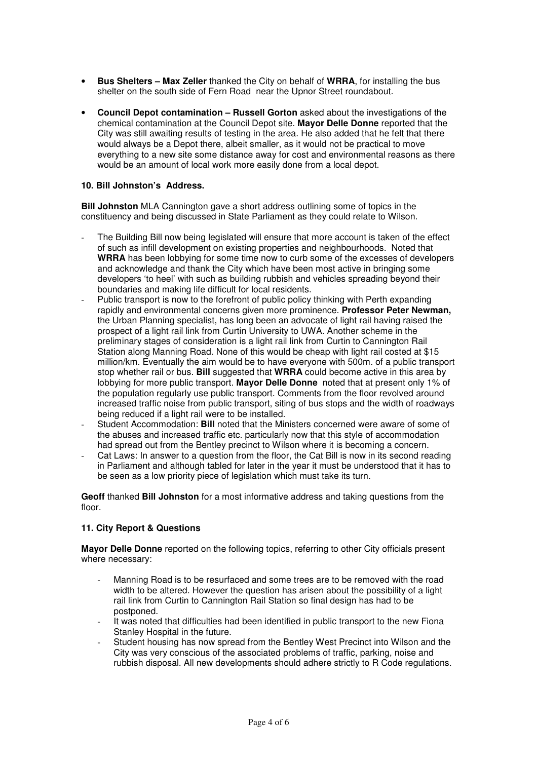- **Bus Shelters – Max Zeller** thanked the City on behalf of **WRRA**, for installing the bus shelter on the south side of Fern Road near the Upnor Street roundabout.
- **Council Depot contamination – Russell Gorton** asked about the investigations of the chemical contamination at the Council Depot site. **Mayor Delle Donne** reported that the City was still awaiting results of testing in the area. He also added that he felt that there would always be a Depot there, albeit smaller, as it would not be practical to move everything to a new site some distance away for cost and environmental reasons as there would be an amount of local work more easily done from a local depot.

**10. Bill Johnston's Address.**

**Bill Johnston** MLA Cannington gave a short address outlining some of topics in the constituency and being discussed in State Parliament as they could relate to Wilson.

- The Building Bill now being legislated will ensure that more account is taken of the effect of such as infill development on existing properties and neighbourhoods. Noted that **WRRA** has been lobbying for some time now to curb some of the excesses of developers and acknowledge and thank the City which have been most active in bringing some developers 'to heel' with such as building rubbish and vehicles spreading beyond their boundaries and making life difficult for local residents.
- Public transport is now to the forefront of public policy thinking with Perth expanding rapidly and environmental concerns given more prominence. **Professor Peter Newman,** the Urban Planning specialist, has long been an advocate of light rail having raised the prospect of a light rail link from Curtin University to UWA. Another scheme in the preliminary stages of consideration is a light rail link from Curtin to Cannington Rail Station along Manning Road. None of this would be cheap with light rail costed at $15 million/km. Eventually the aim would be to have everyone with 500m. of a public transport stop whether rail or bus. **Bill** suggested that **WRRA** could become active in this area by lobbying for more public transport. **Mayor Delle Donne** noted that at present only 1% of the population regularly use public transport. Comments from the floor revolved around increased traffic noise from public transport, siting of bus stops and the width of roadways being reduced if a light rail were to be installed.
- Student Accommodation: **Bill** noted that the Ministers concerned were aware of some of the abuses and increased traffic etc. particularly now that this style of accommodation had spread out from the Bentley precinct to Wilson where it is becoming a concern.
- Cat Laws: In answer to a question from the floor, the Cat Bill is now in its second reading in Parliament and although tabled for later in the year it must be understood that it has to be seen as a low priority piece of legislation which must take its turn.

**Geoff** thanked **Bill Johnston** for a most informative address and taking questions from the floor.

**11. City Report & Questions**

**Mayor Delle Donne** reported on the following topics, referring to other City officials present where necessary:

- Manning Road is to be resurfaced and some trees are to be removed with the road width to be altered. However the question has arisen about the possibility of a light rail link from Curtin to Cannington Rail Station so final design has had to be postponed.
- It was noted that difficulties had been identified in public transport to the new Fiona Stanley Hospital in the future.
- Student housing has now spread from the Bentley West Precinct into Wilson and the City was very conscious of the associated problems of traffic, parking, noise and rubbish disposal. All new developments should adhere strictly to R Code regulations.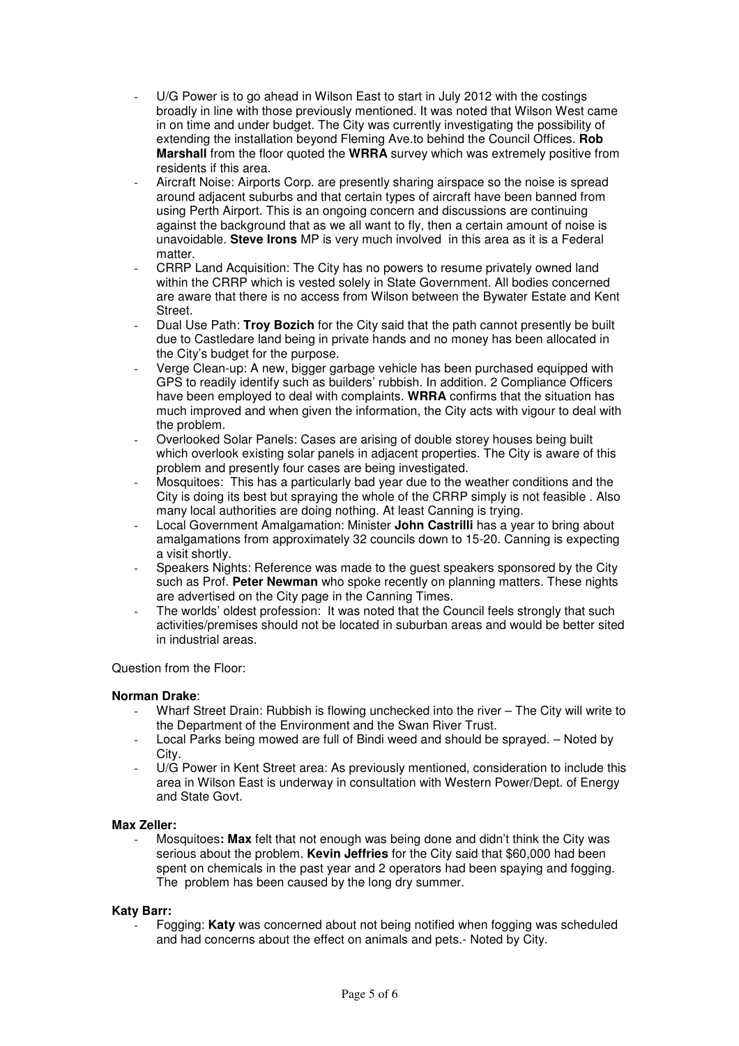- U/G Power is to go ahead in Wilson East to start in July 2012 with the costings broadly in line with those previously mentioned. It was noted that Wilson West came in on time and under budget. The City was currently investigating the possibility of extending the installation beyond Fleming Ave.to behind the Council Offices. **Rob Marshall** from the floor quoted the **WRRA** survey which was extremely positive from residents if this area.
- Aircraft Noise: Airports Corp. are presently sharing airspace so the noise is spread around adjacent suburbs and that certain types of aircraft have been banned from using Perth Airport. This is an ongoing concern and discussions are continuing against the background that as we all want to fly, then a certain amount of noise is unavoidable. **Steve Irons** MP is very much involved in this area as it is a Federal matter.
- CRRP Land Acquisition: The City has no powers to resume privately owned land within the CRRP which is vested solely in State Government. All bodies concerned are aware that there is no access from Wilson between the Bywater Estate and Kent Street.
- Dual Use Path: **Troy Bozich** for the City said that the path cannot presently be built due to Castledare land being in private hands and no money has been allocated in the City's budget for the purpose.
- Verge Clean-up: A new, bigger garbage vehicle has been purchased equipped with GPS to readily identify such as builders' rubbish. In addition. 2 Compliance Officers have been employed to deal with complaints. **WRRA** confirms that the situation has much improved and when given the information, the City acts with vigour to deal with the problem.
- Overlooked Solar Panels: Cases are arising of double storey houses being built which overlook existing solar panels in adjacent properties. The City is aware of this problem and presently four cases are being investigated.
- Mosquitoes: This has a particularly bad year due to the weather conditions and the City is doing its best but spraying the whole of the CRRP simply is not feasible . Also many local authorities are doing nothing. At least Canning is trying.
- Local Government Amalgamation: Minister **John Castrilli** has a year to bring about amalgamations from approximately 32 councils down to 15-20. Canning is expecting a visit shortly.
- Speakers Nights: Reference was made to the guest speakers sponsored by the City such as Prof. **Peter Newman** who spoke recently on planning matters. These nights are advertised on the City page in the Canning Times.
- The worlds' oldest profession: It was noted that the Council feels strongly that such activities/premises should not be located in suburban areas and would be better sited in industrial areas.

Question from the Floor:

**Norman Drake**:

- Wharf Street Drain: Rubbish is flowing unchecked into the river – The City will write to the Department of the Environment and the Swan River Trust.
- Local Parks being mowed are full of Bindi weed and should be sprayed. – Noted by City.
- U/G Power in Kent Street area: As previously mentioned, consideration to include this area in Wilson East is underway in consultation with Western Power/Dept. of Energy and State Govt.

**Max Zeller:**

- Mosquitoes**: Max** felt that not enough was being done and didn't think the City was serious about the problem. **Kevin Jeffries** for the City said that $60,000 had been spent on chemicals in the past year and 2 operators had been spaying and fogging. The problem has been caused by the long dry summer.

**Katy Barr:**

- Fogging: **Katy** was concerned about not being notified when fogging was scheduled and had concerns about the effect on animals and pets.- Noted by City.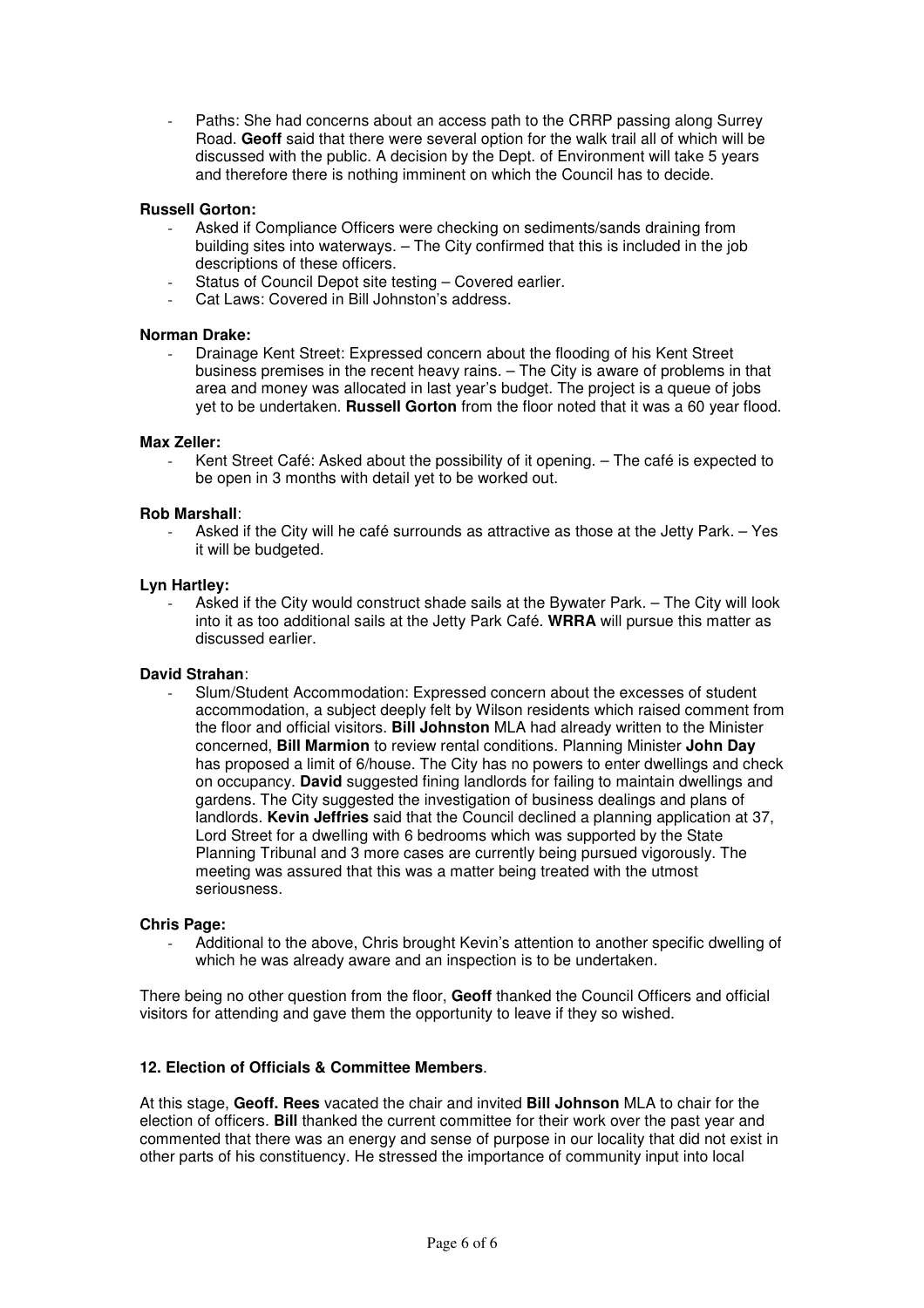- Paths: She had concerns about an access path to the CRRP passing along Surrey Road. **Geoff** said that there were several option for the walk trail all of which will be discussed with the public. A decision by the Dept. of Environment will take 5 years and therefore there is nothing imminent on which the Council has to decide.

**Russell Gorton:**

- Asked if Compliance Officers were checking on sediments/sands draining from building sites into waterways. – The City confirmed that this is included in the job descriptions of these officers.
- Status of Council Depot site testing – Covered earlier.
- Cat Laws: Covered in Bill Johnston's address.

**Norman Drake:**

- Drainage Kent Street: Expressed concern about the flooding of his Kent Street business premises in the recent heavy rains. – The City is aware of problems in that area and money was allocated in last year's budget. The project is a queue of jobs yet to be undertaken. **Russell Gorton** from the floor noted that it was a 60 year flood.

**Max Zeller:**

- Kent Street Café: Asked about the possibility of it opening. – The café is expected to be open in 3 months with detail yet to be worked out.

**Rob Marshall**:

- Asked if the City will he café surrounds as attractive as those at the Jetty Park. – Yes it will be budgeted.

**Lyn Hartley:**

- Asked if the City would construct shade sails at the Bywater Park. – The City will look into it as too additional sails at the Jetty Park Café. **WRRA** will pursue this matter as discussed earlier.

**David Strahan**:

- Slum/Student Accommodation: Expressed concern about the excesses of student accommodation, a subject deeply felt by Wilson residents which raised comment from the floor and official visitors. **Bill Johnston** MLA had already written to the Minister concerned, **Bill Marmion** to review rental conditions. Planning Minister **John Day** has proposed a limit of 6/house. The City has no powers to enter dwellings and check on occupancy. **David** suggested fining landlords for failing to maintain dwellings and gardens. The City suggested the investigation of business dealings and plans of landlords. **Kevin Jeffries** said that the Council declined a planning application at 37, Lord Street for a dwelling with 6 bedrooms which was supported by the State Planning Tribunal and 3 more cases are currently being pursued vigorously. The meeting was assured that this was a matter being treated with the utmost seriousness.

**Chris Page:**

- Additional to the above, Chris brought Kevin's attention to another specific dwelling of which he was already aware and an inspection is to be undertaken.

There being no other question from the floor, **Geoff** thanked the Council Officers and official visitors for attending and gave them the opportunity to leave if they so wished.

**12. Election of Officials & Committee Members**.

At this stage, **Geoff. Rees** vacated the chair and invited **Bill Johnson** MLA to chair for the election of officers. **Bill** thanked the current committee for their work over the past year and commented that there was an energy and sense of purpose in our locality that did not exist in other parts of his constituency. He stressed the importance of community input into local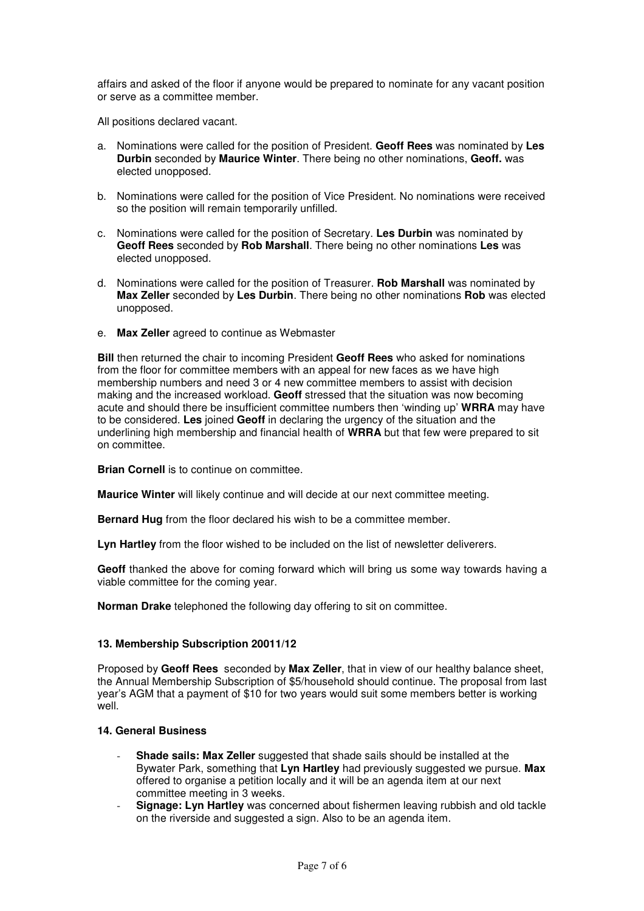affairs and asked of the floor if anyone would be prepared to nominate for any vacant position or serve as a committee member.

All positions declared vacant.

a. Nominations were called for the position of President. **Geoff Rees** was nominated by **Les Durbin** seconded by **Maurice Winter**. There being no other nominations, **Geoff.** was elected unopposed.

b. Nominations were called for the position of Vice President. No nominations were received so the position will remain temporarily unfilled.

c. Nominations were called for the position of Secretary. **Les Durbin** was nominated by **Geoff Rees** seconded by **Rob Marshall**. There being no other nominations **Les** was elected unopposed.

d. Nominations were called for the position of Treasurer. **Rob Marshall** was nominated by **Max Zeller** seconded by **Les Durbin**. There being no other nominations **Rob** was elected unopposed.

e. **Max Zeller** agreed to continue as Webmaster

**Bill** then returned the chair to incoming President **Geoff Rees** who asked for nominations from the floor for committee members with an appeal for new faces as we have high membership numbers and need 3 or 4 new committee members to assist with decision making and the increased workload. **Geoff** stressed that the situation was now becoming acute and should there be insufficient committee numbers then 'winding up' **WRRA** may have to be considered. **Les** joined **Geoff** in declaring the urgency of the situation and the underlining high membership and financial health of **WRRA** but that few were prepared to sit on committee.

**Brian Cornell** is to continue on committee.

**Maurice Winter** will likely continue and will decide at our next committee meeting.

**Bernard Hug** from the floor declared his wish to be a committee member.

**Lyn Hartley** from the floor wished to be included on the list of newsletter deliverers.

**Geoff** thanked the above for coming forward which will bring us some way towards having a viable committee for the coming year.

**Norman Drake** telephoned the following day offering to sit on committee.

**13. Membership Subscription 20011/12**

Proposed by **Geoff Rees** seconded by **Max Zeller**, that in view of our healthy balance sheet, the Annual Membership Subscription of $5/household should continue. The proposal from last year's AGM that a payment of $10 for two years would suit some members better is working well.

**14. General Business**

- **Shade sails: Max Zeller** suggested that shade sails should be installed at the Bywater Park, something that **Lyn Hartley** had previously suggested we pursue. **Max** offered to organise a petition locally and it will be an agenda item at our next committee meeting in 3 weeks.
- **Signage: Lyn Hartley** was concerned about fishermen leaving rubbish and old tackle on the riverside and suggested a sign. Also to be an agenda item.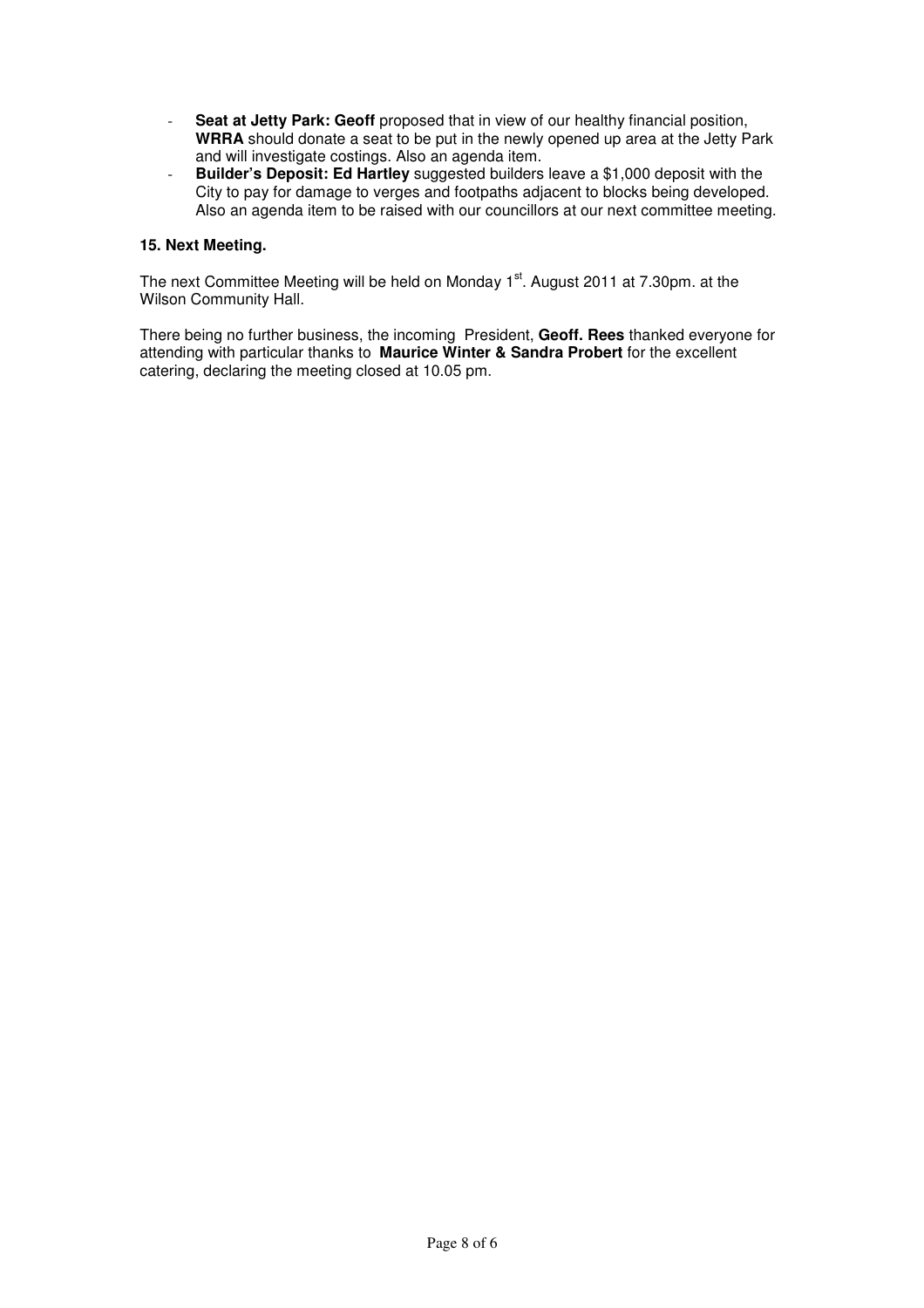- **Seat at Jetty Park: Geoff** proposed that in view of our healthy financial position, **WRRA** should donate a seat to be put in the newly opened up area at the Jetty Park and will investigate costings. Also an agenda item.
- **Builder's Deposit: Ed Hartley** suggested builders leave a $1,000 deposit with the City to pay for damage to verges and footpaths adjacent to blocks being developed. Also an agenda item to be raised with our councillors at our next committee meeting.

**15. Next Meeting.**

The next Committee Meeting will be held on Monday 1st. August 2011 at 7.30pm. at the Wilson Community Hall.

There being no further business, the incoming President, **Geoff. Rees** thanked everyone for attending with particular thanks to **Maurice Winter & Sandra Probert** for the excellent catering, declaring the meeting closed at 10.05 pm.